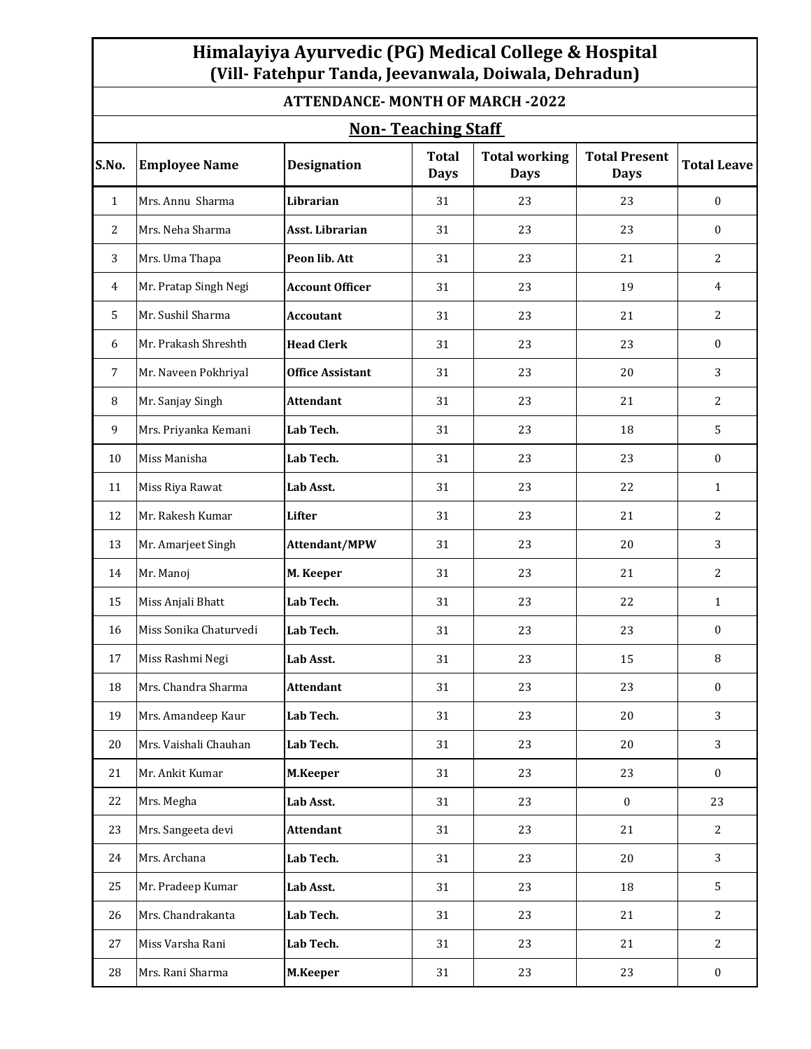# Himalayiya Ayurvedic (PG) Medical College & Hospital

## (Vill- Fatehpur Tanda, Jeevanwala, Doiwala, Dehradun)

### ATTENDANCE- MONTH OF MARCH -2022

### Non- Teaching Staff

| S.No. | Employee Name | Designation | Total Days | Total working Days | Total Present Days | Total Leave |
|---|---|---|---|---|---|---|
| 1 | Mrs. Annu Sharma | **Librarian** | 31 | 23 | 23 | 0 |
| 2 | Mrs. Neha Sharma | **Asst. Librarian** | 31 | 23 | 23 | 0 |
| 3 | Mrs. Uma Thapa | **Peon lib. Att** | 31 | 23 | 21 | 2 |
| 4 | Mr. Pratap Singh Negi | **Account Officer** | 31 | 23 | 19 | 4 |
| 5 | Mr. Sushil Sharma | **Accoutant** | 31 | 23 | 21 | 2 |
| 6 | Mr. Prakash Shreshth | **Head Clerk** | 31 | 23 | 23 | 0 |
| 7 | Mr. Naveen Pokhriyal | **Office Assistant** | 31 | 23 | 20 | 3 |
| 8 | Mr. Sanjay Singh | **Attendant** | 31 | 23 | 21 | 2 |
| 9 | Mrs. Priyanka Kemani | **Lab Tech.** | 31 | 23 | 18 | 5 |
| 10 | Miss Manisha | **Lab Tech.** | 31 | 23 | 23 | 0 |
| 11 | Miss Riya Rawat | **Lab Asst.** | 31 | 23 | 22 | 1 |
| 12 | Mr. Rakesh Kumar | **Lifter** | 31 | 23 | 21 | 2 |
| 13 | Mr. Amarjeet Singh | **Attendant/MPW** | 31 | 23 | 20 | 3 |
| 14 | Mr. Manoj | **M. Keeper** | 31 | 23 | 21 | 2 |
| 15 | Miss Anjali Bhatt | **Lab Tech.** | 31 | 23 | 22 | 1 |
| 16 | Miss Sonika Chaturvedi | **Lab Tech.** | 31 | 23 | 23 | 0 |
| 17 | Miss Rashmi Negi | **Lab Asst.** | 31 | 23 | 15 | 8 |
| 18 | Mrs. Chandra Sharma | **Attendant** | 31 | 23 | 23 | 0 |
| 19 | Mrs. Amandeep Kaur | **Lab Tech.** | 31 | 23 | 20 | 3 |
| 20 | Mrs. Vaishali Chauhan | **Lab Tech.** | 31 | 23 | 20 | 3 |
| 21 | Mr. Ankit Kumar | **M.Keeper** | 31 | 23 | 23 | 0 |
| 22 | Mrs. Megha | **Lab Asst.** | 31 | 23 | 0 | 23 |
| 23 | Mrs. Sangeeta devi | **Attendant** | 31 | 23 | 21 | 2 |
| 24 | Mrs. Archana | **Lab Tech.** | 31 | 23 | 20 | 3 |
| 25 | Mr. Pradeep Kumar | **Lab Asst.** | 31 | 23 | 18 | 5 |
| 26 | Mrs. Chandrakanta | **Lab Tech.** | 31 | 23 | 21 | 2 |
| 27 | Miss Varsha Rani | **Lab Tech.** | 31 | 23 | 21 | 2 |
| 28 | Mrs. Rani Sharma | **M.Keeper** | 31 | 23 | 23 | 0 |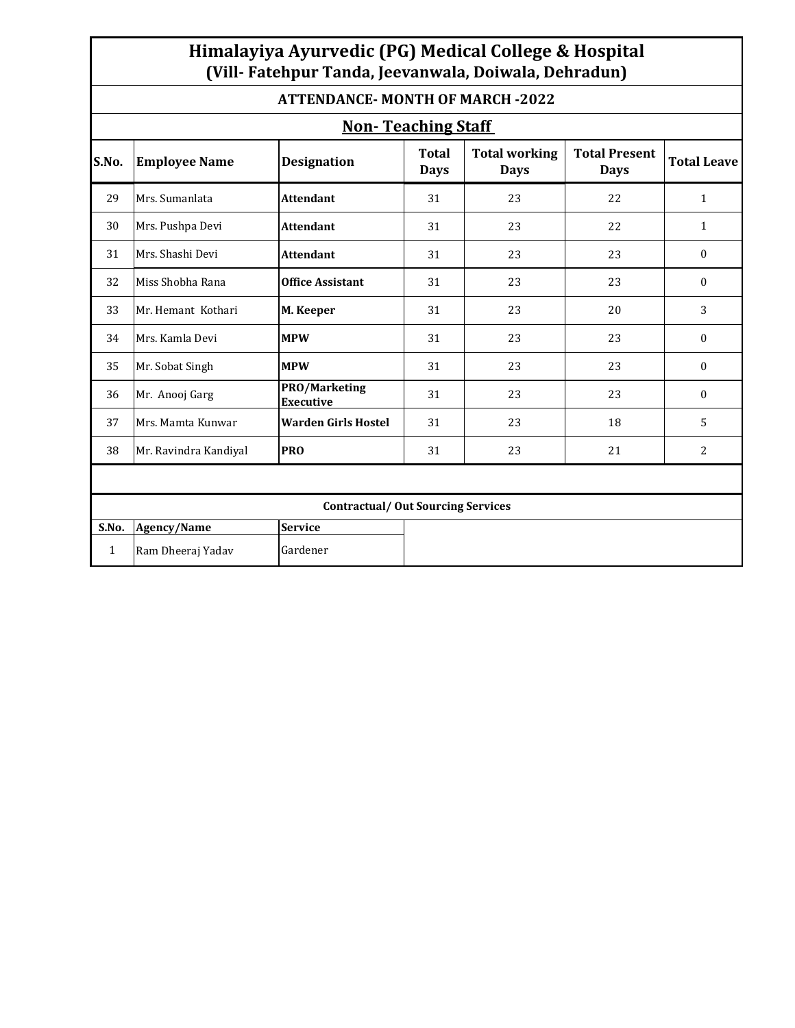# Himalayiya Ayurvedic (PG) Medical College & Hospital
## (Vill- Fatehpur Tanda, Jeevanwala, Doiwala, Dehradun)

### ATTENDANCE- MONTH OF MARCH -2022

### Non- Teaching Staff

| S.No. | Employee Name | Designation | Total Days | Total working Days | Total Present Days | Total Leave |
|---|---|---|---|---|---|---|
| 29 | Mrs. Sumanlata | **Attendant** | 31 | 23 | 22 | 1 |
| 30 | Mrs. Pushpa Devi | **Attendant** | 31 | 23 | 22 | 1 |
| 31 | Mrs. Shashi Devi | **Attendant** | 31 | 23 | 23 | 0 |
| 32 | Miss Shobha Rana | **Office Assistant** | 31 | 23 | 23 | 0 |
| 33 | Mr. Hemant Kothari | **M. Keeper** | 31 | 23 | 20 | 3 |
| 34 | Mrs. Kamla Devi | **MPW** | 31 | 23 | 23 | 0 |
| 35 | Mr. Sobat Singh | **MPW** | 31 | 23 | 23 | 0 |
| 36 | Mr. Anooj Garg | **PRO/Marketing Executive** | 31 | 23 | 23 | 0 |
| 37 | Mrs. Mamta Kunwar | **Warden Girls Hostel** | 31 | 23 | 18 | 5 |
| 38 | Mr. Ravindra Kandiyal | **PRO** | 31 | 23 | 21 | 2 |

**Contractual/ Out Sourcing Services**

| S.No. | Agency/Name | Service |
|---|---|---|
| 1 | Ram Dheeraj Yadav | Gardener |